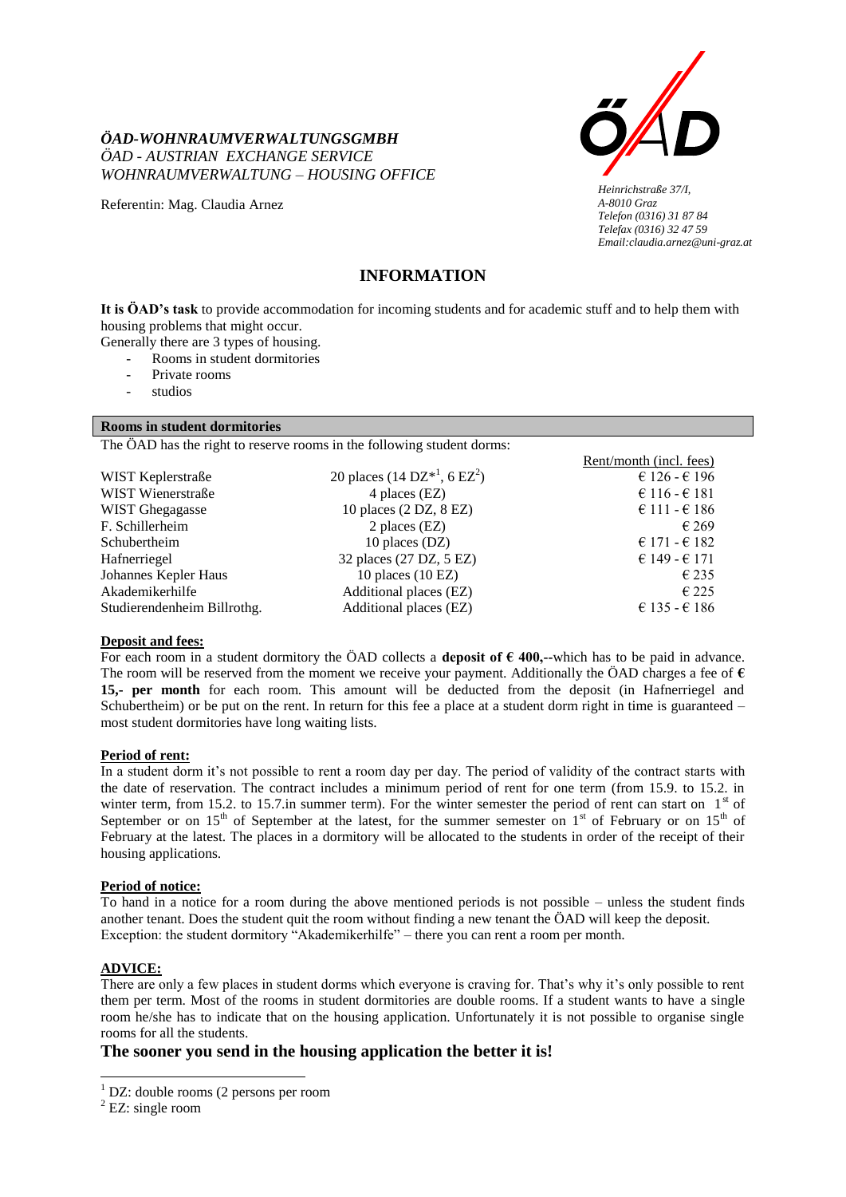*ÖAD-WOHNRAUMVERWALTUNGSGMBH*
*ÖAD - AUSTRIAN EXCHANGE SERVICE*
*WOHNRAUMVERWALTUNG – HOUSING OFFICE*

Referentin: Mag. Claudia Arnez

*Heinrichstraße 37/I,*
*A-8010 Graz*
*Telefon (0316) 31 87 84*
*Telefax (0316) 32 47 59*
*Email:claudia.arnez@uni-graz.at*

## INFORMATION

**It is ÖAD's task** to provide accommodation for incoming students and for academic stuff and to help them with housing problems that might occur.

Generally there are 3 types of housing.

- Rooms in student dormitories
- Private rooms
- studios

### Rooms in student dormitories

The ÖAD has the right to reserve rooms in the following student dorms:

| | | Rent/month (incl. fees) |
|---|---|---|
| WIST Keplerstraße | 20 places (14 DZ*[1], 6 EZ[2]) | € 126 - € 196 |
| WIST Wienerstraße | 4 places (EZ) | € 116 - € 181 |
| WIST Ghegagasse | 10 places (2 DZ, 8 EZ) | € 111 - € 186 |
| F. Schillerheim | 2 places (EZ) | € 269 |
| Schubertheim | 10 places (DZ) | € 171 - € 182 |
| Hafnerriegel | 32 places (27 DZ, 5 EZ) | € 149 - € 171 |
| Johannes Kepler Haus | 10 places (10 EZ) | € 235 |
| Akademikerhilfe | Additional places (EZ) | € 225 |
| Studierendenheim Billrothg. | Additional places (EZ) | € 135 - € 186 |

**Deposit and fees:**

For each room in a student dormitory the ÖAD collects a **deposit of € 400,--**which has to be paid in advance. The room will be reserved from the moment we receive your payment. Additionally the ÖAD charges a fee of **€ 15,- per month** for each room. This amount will be deducted from the deposit (in Hafnerriegel and Schubertheim) or be put on the rent. In return for this fee a place at a student dorm right in time is guaranteed – most student dormitories have long waiting lists.

**Period of rent:**

In a student dorm it's not possible to rent a room day per day. The period of validity of the contract starts with the date of reservation. The contract includes a minimum period of rent for one term (from 15.9. to 15.2. in winter term, from 15.2. to 15.7.in summer term). For the winter semester the period of rent can start on 1st of September or on 15th of September at the latest, for the summer semester on 1st of February or on 15th of February at the latest. The places in a dormitory will be allocated to the students in order of the receipt of their housing applications.

**Period of notice:**

To hand in a notice for a room during the above mentioned periods is not possible – unless the student finds another tenant. Does the student quit the room without finding a new tenant the ÖAD will keep the deposit. Exception: the student dormitory "Akademikerhilfe" – there you can rent a room per month.

**ADVICE:**

There are only a few places in student dorms which everyone is craving for. That's why it's only possible to rent them per term. Most of the rooms in student dormitories are double rooms. If a student wants to have a single room he/she has to indicate that on the housing application. Unfortunately it is not possible to organise single rooms for all the students.

## The sooner you send in the housing application the better it is!

---

[1] DZ: double rooms (2 persons per room

[2] EZ: single room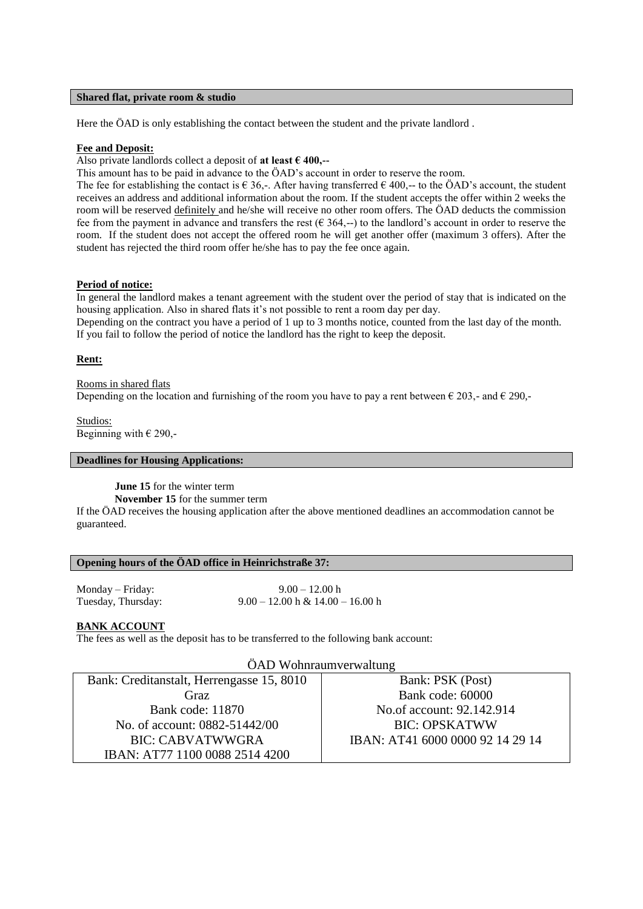## Shared flat, private room & studio

Here the ÖAD is only establishing the contact between the student and the private landlord .

**Fee and Deposit:**

Also private landlords collect a deposit of **at least € 400,--**

This amount has to be paid in advance to the ÖAD's account in order to reserve the room.

The fee for establishing the contact is € 36,-. After having transferred € 400,-- to the ÖAD's account, the student receives an address and additional information about the room. If the student accepts the offer within 2 weeks the room will be reserved definitely and he/she will receive no other room offers. The ÖAD deducts the commission fee from the payment in advance and transfers the rest (€ 364,--) to the landlord's account in order to reserve the room. If the student does not accept the offered room he will get another offer (maximum 3 offers). After the student has rejected the third room offer he/she has to pay the fee once again.

**Period of notice:**

In general the landlord makes a tenant agreement with the student over the period of stay that is indicated on the housing application. Also in shared flats it's not possible to rent a room day per day.

Depending on the contract you have a period of 1 up to 3 months notice, counted from the last day of the month.

If you fail to follow the period of notice the landlord has the right to keep the deposit.

**Rent:**

Rooms in shared flats

Depending on the location and furnishing of the room you have to pay a rent between € 203,- and € 290,-

Studios:

Beginning with € 290,-

## Deadlines for Housing Applications:

**June 15** for the winter term

**November 15** for the summer term

If the ÖAD receives the housing application after the above mentioned deadlines an accommodation cannot be guaranteed.

## Opening hours of the ÖAD office in Heinrichstraße 37:

Monday – Friday: 9.00 – 12.00 h

Tuesday, Thursday: 9.00 – 12.00 h & 14.00 – 16.00 h

**BANK ACCOUNT**

The fees as well as the deposit has to be transferred to the following bank account:

ÖAD Wohnraumverwaltung

| | |
|---|---|
| Bank: Creditanstalt, Herrengasse 15, 8010 Graz<br>Bank code: 11870<br>No. of account: 0882-51442/00<br>BIC: CABVATWWGRA<br>IBAN: AT77 1100 0088 2514 4200 | Bank: PSK (Post)<br>Bank code: 60000<br>No.of account: 92.142.914<br>BIC: OPSKATWW<br>IBAN: AT41 6000 0000 92 14 29 14 |